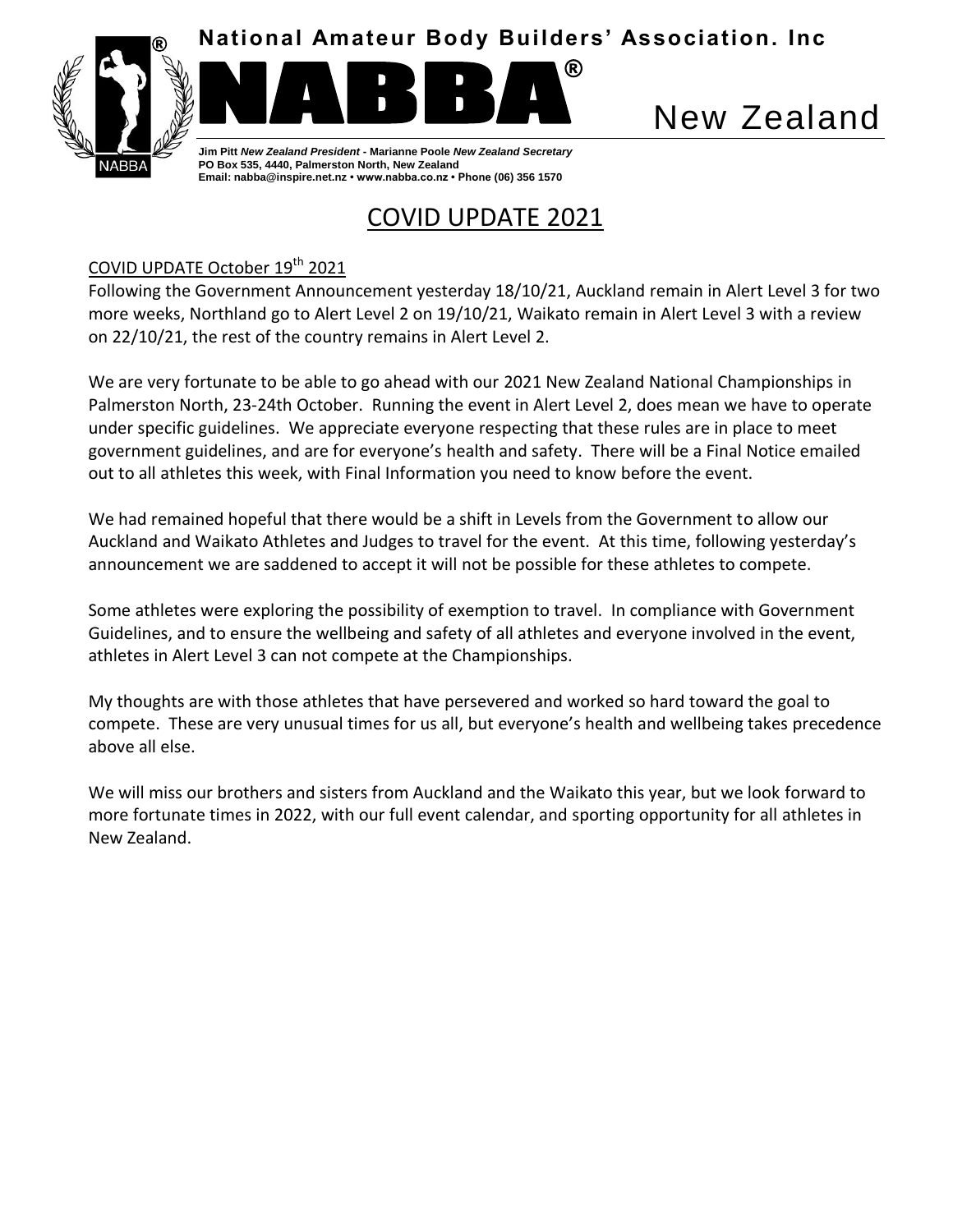# National Amateur Body Builders' Association. Inc

# NABBA® New Zealand

**Jim Pitt** ***New Zealand President*** **- Marianne Poole** ***New Zealand Secretary***
**PO Box 535, 4440, Palmerston North, New Zealand**
**Email: nabba@inspire.net.nz • www.nabba.co.nz • Phone (06) 356 1570**

## COVID UPDATE 2021

COVID UPDATE October 19th 2021

Following the Government Announcement yesterday 18/10/21, Auckland remain in Alert Level 3 for two more weeks, Northland go to Alert Level 2 on 19/10/21, Waikato remain in Alert Level 3 with a review on 22/10/21, the rest of the country remains in Alert Level 2.

We are very fortunate to be able to go ahead with our 2021 New Zealand National Championships in Palmerston North, 23-24th October. Running the event in Alert Level 2, does mean we have to operate under specific guidelines. We appreciate everyone respecting that these rules are in place to meet government guidelines, and are for everyone's health and safety. There will be a Final Notice emailed out to all athletes this week, with Final Information you need to know before the event.

We had remained hopeful that there would be a shift in Levels from the Government to allow our Auckland and Waikato Athletes and Judges to travel for the event. At this time, following yesterday's announcement we are saddened to accept it will not be possible for these athletes to compete.

Some athletes were exploring the possibility of exemption to travel. In compliance with Government Guidelines, and to ensure the wellbeing and safety of all athletes and everyone involved in the event, athletes in Alert Level 3 can not compete at the Championships.

My thoughts are with those athletes that have persevered and worked so hard toward the goal to compete. These are very unusual times for us all, but everyone's health and wellbeing takes precedence above all else.

We will miss our brothers and sisters from Auckland and the Waikato this year, but we look forward to more fortunate times in 2022, with our full event calendar, and sporting opportunity for all athletes in New Zealand.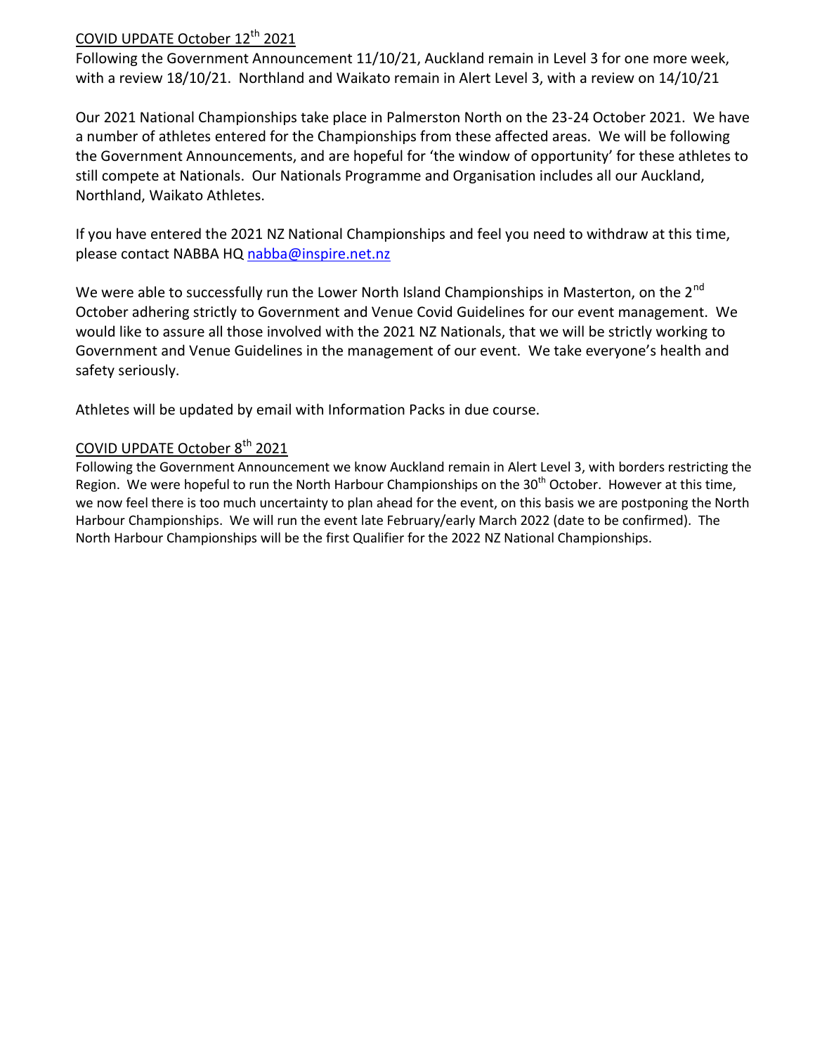## COVID UPDATE October 12th 2021

Following the Government Announcement 11/10/21, Auckland remain in Level 3 for one more week, with a review 18/10/21. Northland and Waikato remain in Alert Level 3, with a review on 14/10/21

Our 2021 National Championships take place in Palmerston North on the 23-24 October 2021. We have a number of athletes entered for the Championships from these affected areas. We will be following the Government Announcements, and are hopeful for 'the window of opportunity' for these athletes to still compete at Nationals. Our Nationals Programme and Organisation includes all our Auckland, Northland, Waikato Athletes.

If you have entered the 2021 NZ National Championships and feel you need to withdraw at this time, please contact NABBA HQ nabba@inspire.net.nz

We were able to successfully run the Lower North Island Championships in Masterton, on the 2nd October adhering strictly to Government and Venue Covid Guidelines for our event management. We would like to assure all those involved with the 2021 NZ Nationals, that we will be strictly working to Government and Venue Guidelines in the management of our event. We take everyone's health and safety seriously.

Athletes will be updated by email with Information Packs in due course.

## COVID UPDATE October 8th 2021

Following the Government Announcement we know Auckland remain in Alert Level 3, with borders restricting the Region. We were hopeful to run the North Harbour Championships on the 30th October. However at this time, we now feel there is too much uncertainty to plan ahead for the event, on this basis we are postponing the North Harbour Championships. We will run the event late February/early March 2022 (date to be confirmed). The North Harbour Championships will be the first Qualifier for the 2022 NZ National Championships.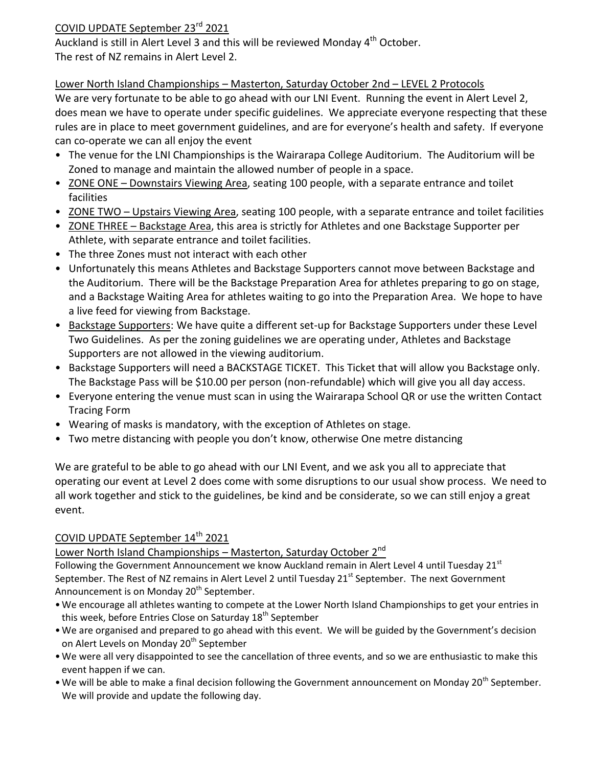## COVID UPDATE September 23rd 2021

Auckland is still in Alert Level 3 and this will be reviewed Monday 4th October.
The rest of NZ remains in Alert Level 2.

### Lower North Island Championships – Masterton, Saturday October 2nd – LEVEL 2 Protocols

We are very fortunate to be able to go ahead with our LNI Event. Running the event in Alert Level 2, does mean we have to operate under specific guidelines. We appreciate everyone respecting that these rules are in place to meet government guidelines, and are for everyone's health and safety. If everyone can co-operate we can all enjoy the event

- The venue for the LNI Championships is the Wairarapa College Auditorium. The Auditorium will be Zoned to manage and maintain the allowed number of people in a space.
- ZONE ONE – Downstairs Viewing Area, seating 100 people, with a separate entrance and toilet facilities
- ZONE TWO – Upstairs Viewing Area, seating 100 people, with a separate entrance and toilet facilities
- ZONE THREE – Backstage Area, this area is strictly for Athletes and one Backstage Supporter per Athlete, with separate entrance and toilet facilities.
- The three Zones must not interact with each other
- Unfortunately this means Athletes and Backstage Supporters cannot move between Backstage and the Auditorium. There will be the Backstage Preparation Area for athletes preparing to go on stage, and a Backstage Waiting Area for athletes waiting to go into the Preparation Area. We hope to have a live feed for viewing from Backstage.
- Backstage Supporters: We have quite a different set-up for Backstage Supporters under these Level Two Guidelines. As per the zoning guidelines we are operating under, Athletes and Backstage Supporters are not allowed in the viewing auditorium.
- Backstage Supporters will need a BACKSTAGE TICKET. This Ticket that will allow you Backstage only. The Backstage Pass will be $10.00 per person (non-refundable) which will give you all day access.
- Everyone entering the venue must scan in using the Wairarapa School QR or use the written Contact Tracing Form
- Wearing of masks is mandatory, with the exception of Athletes on stage.
- Two metre distancing with people you don't know, otherwise One metre distancing

We are grateful to be able to go ahead with our LNI Event, and we ask you all to appreciate that operating our event at Level 2 does come with some disruptions to our usual show process. We need to all work together and stick to the guidelines, be kind and be considerate, so we can still enjoy a great event.

## COVID UPDATE September 14th 2021

### Lower North Island Championships – Masterton, Saturday October 2nd

Following the Government Announcement we know Auckland remain in Alert Level 4 until Tuesday 21st September. The Rest of NZ remains in Alert Level 2 until Tuesday 21st September. The next Government Announcement is on Monday 20th September.

- We encourage all athletes wanting to compete at the Lower North Island Championships to get your entries in this week, before Entries Close on Saturday 18th September
- We are organised and prepared to go ahead with this event. We will be guided by the Government's decision on Alert Levels on Monday 20th September
- We were all very disappointed to see the cancellation of three events, and so we are enthusiastic to make this event happen if we can.
- We will be able to make a final decision following the Government announcement on Monday 20th September. We will provide and update the following day.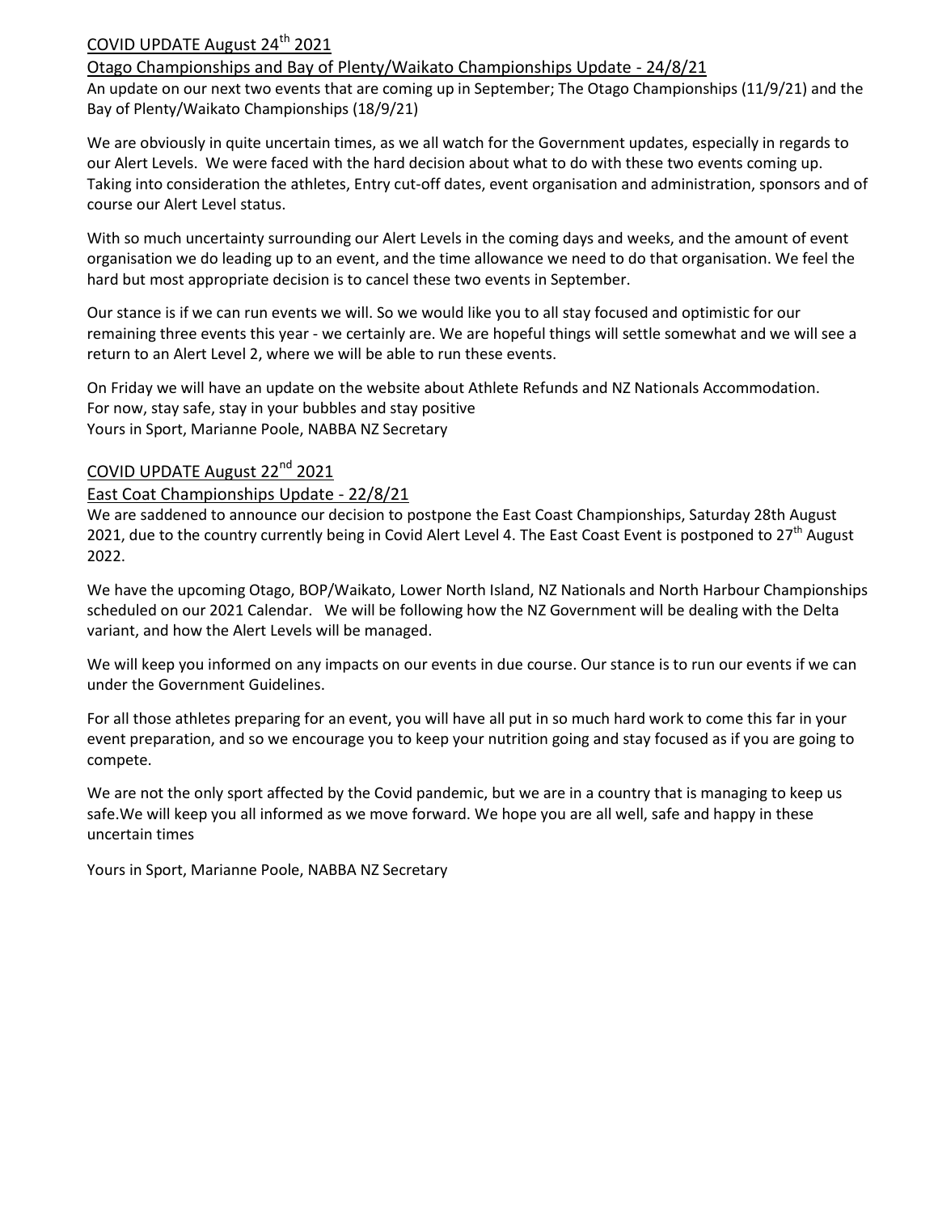## COVID UPDATE August 24th 2021

### Otago Championships and Bay of Plenty/Waikato Championships Update - 24/8/21

An update on our next two events that are coming up in September; The Otago Championships (11/9/21) and the Bay of Plenty/Waikato Championships (18/9/21)

We are obviously in quite uncertain times, as we all watch for the Government updates, especially in regards to our Alert Levels. We were faced with the hard decision about what to do with these two events coming up. Taking into consideration the athletes, Entry cut-off dates, event organisation and administration, sponsors and of course our Alert Level status.

With so much uncertainty surrounding our Alert Levels in the coming days and weeks, and the amount of event organisation we do leading up to an event, and the time allowance we need to do that organisation. We feel the hard but most appropriate decision is to cancel these two events in September.

Our stance is if we can run events we will. So we would like you to all stay focused and optimistic for our remaining three events this year - we certainly are. We are hopeful things will settle somewhat and we will see a return to an Alert Level 2, where we will be able to run these events.

On Friday we will have an update on the website about Athlete Refunds and NZ Nationals Accommodation.
For now, stay safe, stay in your bubbles and stay positive
Yours in Sport, Marianne Poole, NABBA NZ Secretary

## COVID UPDATE August 22nd 2021

### East Coat Championships Update - 22/8/21

We are saddened to announce our decision to postpone the East Coast Championships, Saturday 28th August 2021, due to the country currently being in Covid Alert Level 4. The East Coast Event is postponed to 27th August 2022.

We have the upcoming Otago, BOP/Waikato, Lower North Island, NZ Nationals and North Harbour Championships scheduled on our 2021 Calendar. We will be following how the NZ Government will be dealing with the Delta variant, and how the Alert Levels will be managed.

We will keep you informed on any impacts on our events in due course. Our stance is to run our events if we can under the Government Guidelines.

For all those athletes preparing for an event, you will have all put in so much hard work to come this far in your event preparation, and so we encourage you to keep your nutrition going and stay focused as if you are going to compete.

We are not the only sport affected by the Covid pandemic, but we are in a country that is managing to keep us safe.We will keep you all informed as we move forward. We hope you are all well, safe and happy in these uncertain times

Yours in Sport, Marianne Poole, NABBA NZ Secretary